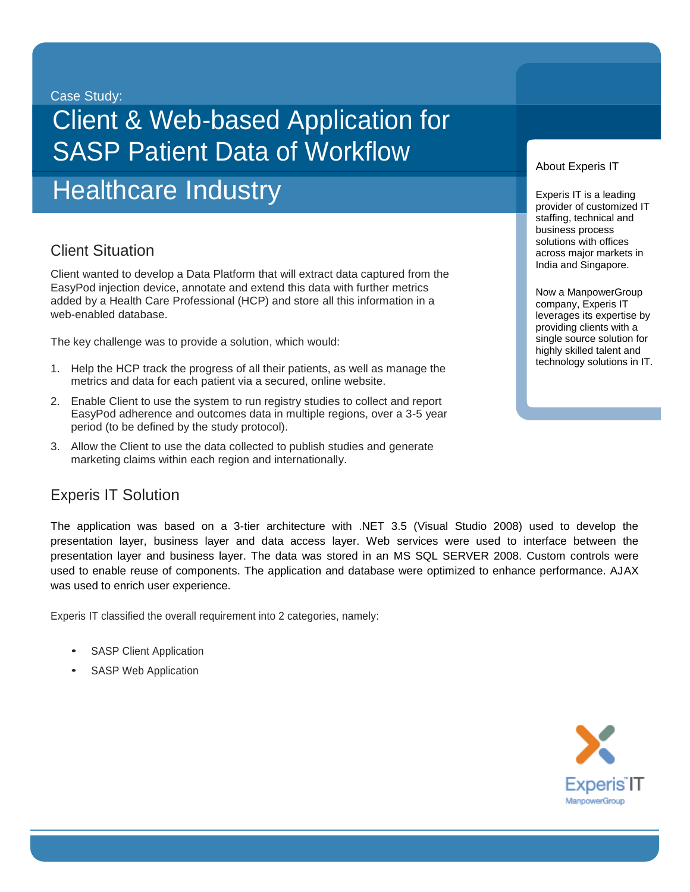Case Study:

# Client & Web-based Application for SASP Patient Data of Workflow

# Healthcare Industry

## Client Situation

Client wanted to develop a Data Platform that will extract data captured from the EasyPod injection device, annotate and extend this data with further metrics added by a Health Care Professional (HCP) and store all this information in a web-enabled database.

The key challenge was to provide a solution, which would:

1. Help the HCP track the progress of all their patients, as well as manage the metrics and data for each patient via a secured, online website.
2. Enable Client to use the system to run registry studies to collect and report EasyPod adherence and outcomes data in multiple regions, over a 3-5 year period (to be defined by the study protocol).
3. Allow the Client to use the data collected to publish studies and generate marketing claims within each region and internationally.

## Experis IT Solution

The application was based on a 3-tier architecture with .NET 3.5 (Visual Studio 2008) used to develop the presentation layer, business layer and data access layer. Web services were used to interface between the presentation layer and business layer. The data was stored in an MS SQL SERVER 2008. Custom controls were used to enable reuse of components. The application and database were optimized to enhance performance. AJAX was used to enrich user experience.

Experis IT classified the overall requirement into 2 categories, namely:

- SASP Client Application
- SASP Web Application

### About Experis IT

Experis IT is a leading provider of customized IT staffing, technical and business process solutions with offices across major markets in India and Singapore.

Now a ManpowerGroup company, Experis IT leverages its expertise by providing clients with a single source solution for highly skilled talent and technology solutions in IT.

Experis IT
ManpowerGroup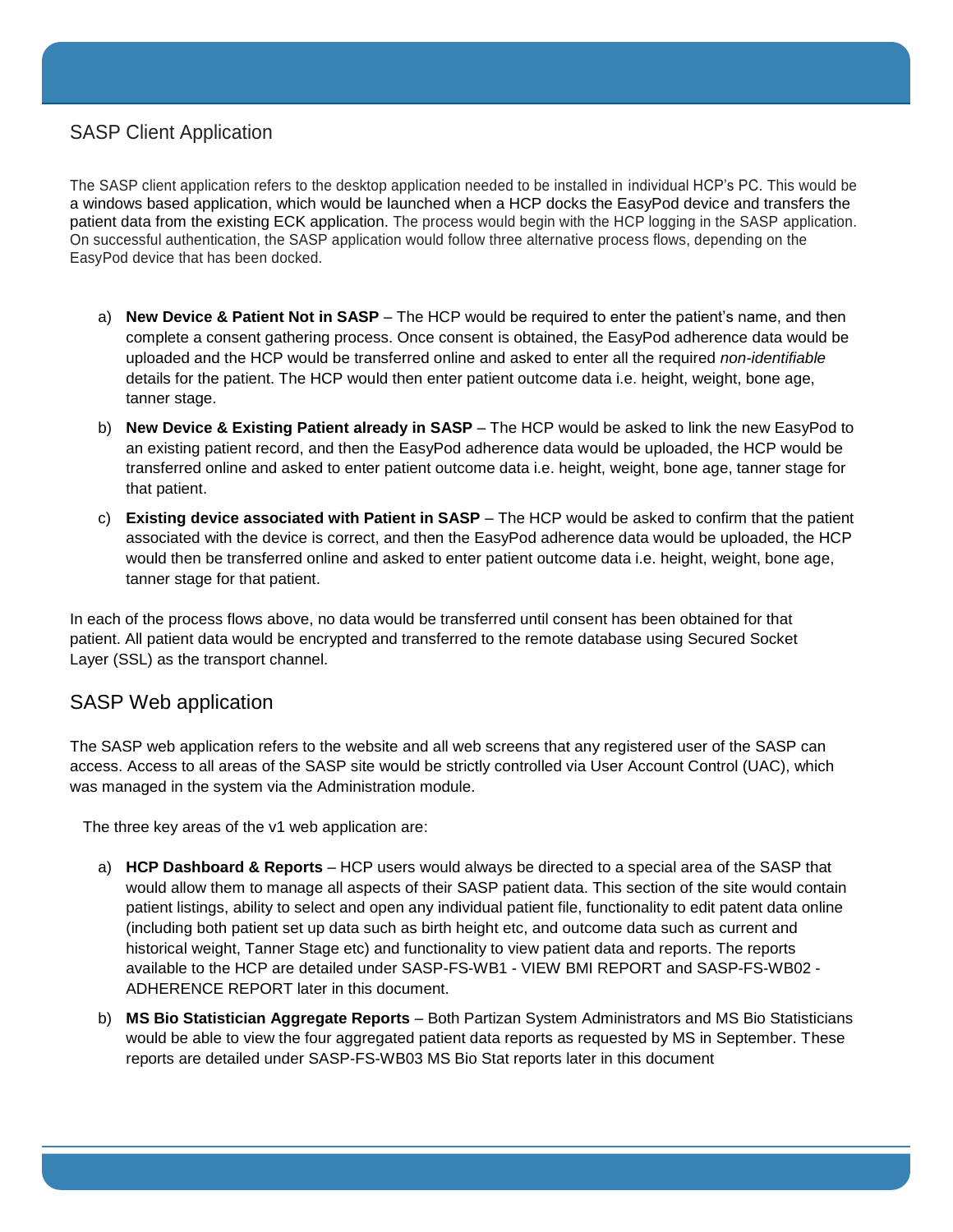## SASP Client Application

The SASP client application refers to the desktop application needed to be installed in individual HCP's PC. This would be a windows based application, which would be launched when a HCP docks the EasyPod device and transfers the patient data from the existing ECK application. The process would begin with the HCP logging in the SASP application. On successful authentication, the SASP application would follow three alternative process flows, depending on the EasyPod device that has been docked.

a) **New Device & Patient Not in SASP** – The HCP would be required to enter the patient's name, and then complete a consent gathering process. Once consent is obtained, the EasyPod adherence data would be uploaded and the HCP would be transferred online and asked to enter all the required *non-identifiable* details for the patient. The HCP would then enter patient outcome data i.e. height, weight, bone age, tanner stage.

b) **New Device & Existing Patient already in SASP** – The HCP would be asked to link the new EasyPod to an existing patient record, and then the EasyPod adherence data would be uploaded, the HCP would be transferred online and asked to enter patient outcome data i.e. height, weight, bone age, tanner stage for that patient.

c) **Existing device associated with Patient in SASP** – The HCP would be asked to confirm that the patient associated with the device is correct, and then the EasyPod adherence data would be uploaded, the HCP would then be transferred online and asked to enter patient outcome data i.e. height, weight, bone age, tanner stage for that patient.

In each of the process flows above, no data would be transferred until consent has been obtained for that patient. All patient data would be encrypted and transferred to the remote database using Secured Socket Layer (SSL) as the transport channel.

## SASP Web application

The SASP web application refers to the website and all web screens that any registered user of the SASP can access. Access to all areas of the SASP site would be strictly controlled via User Account Control (UAC), which was managed in the system via the Administration module.

The three key areas of the v1 web application are:

a) **HCP Dashboard & Reports** – HCP users would always be directed to a special area of the SASP that would allow them to manage all aspects of their SASP patient data. This section of the site would contain patient listings, ability to select and open any individual patient file, functionality to edit patent data online (including both patient set up data such as birth height etc, and outcome data such as current and historical weight, Tanner Stage etc) and functionality to view patient data and reports. The reports available to the HCP are detailed under SASP-FS-WB1 - VIEW BMI REPORT and SASP-FS-WB02 - ADHERENCE REPORT later in this document.

b) **MS Bio Statistician Aggregate Reports** – Both Partizan System Administrators and MS Bio Statisticians would be able to view the four aggregated patient data reports as requested by MS in September. These reports are detailed under SASP-FS-WB03 MS Bio Stat reports later in this document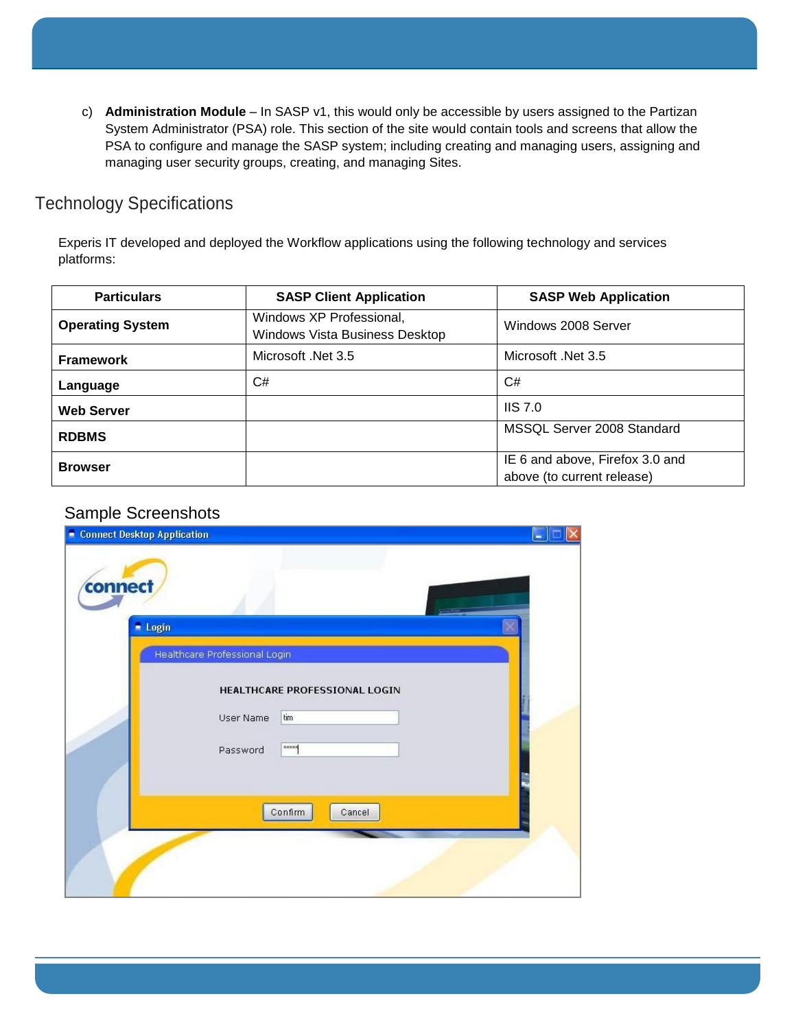c) **Administration Module** – In SASP v1, this would only be accessible by users assigned to the Partizan System Administrator (PSA) role. This section of the site would contain tools and screens that allow the PSA to configure and manage the SASP system; including creating and managing users, assigning and managing user security groups, creating, and managing Sites.

## Technology Specifications

Experis IT developed and deployed the Workflow applications using the following technology and services platforms:

| Particulars | SASP Client Application | SASP Web Application |
|---|---|---|
| **Operating System** | Windows XP Professional, Windows Vista Business Desktop | Windows 2008 Server |
| **Framework** | Microsoft .Net 3.5 | Microsoft .Net 3.5 |
| **Language** | C# | C# |
| **Web Server** | | IIS 7.0 |
| **RDBMS** | | MSSQL Server 2008 Standard |
| **Browser** | | IE 6 and above, Firefox 3.0 and above (to current release) |

## Sample Screenshots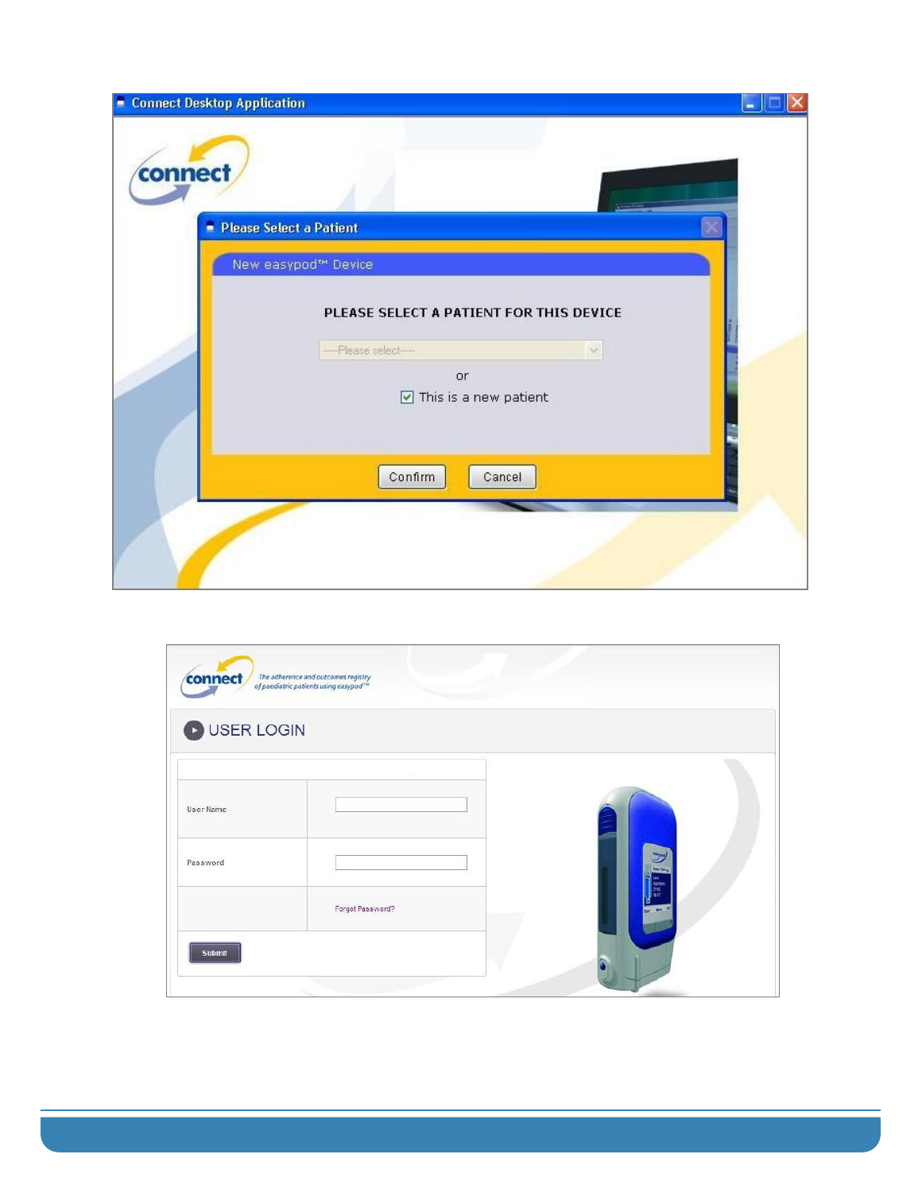**Connect Desktop Application**

connect

**Please Select a Patient**

New easypod™ Device

**PLEASE SELECT A PATIENT FOR THIS DEVICE**

----Please select----

or

☑ This is a new patient

Confirm | Cancel

---

connect *The adherence and outcomes registry of paediatric patients using easypod™*

## USER LOGIN

| | |
|---|---|
| User Name | |
| Password | |
| | Forgot Password? |
| Submit | |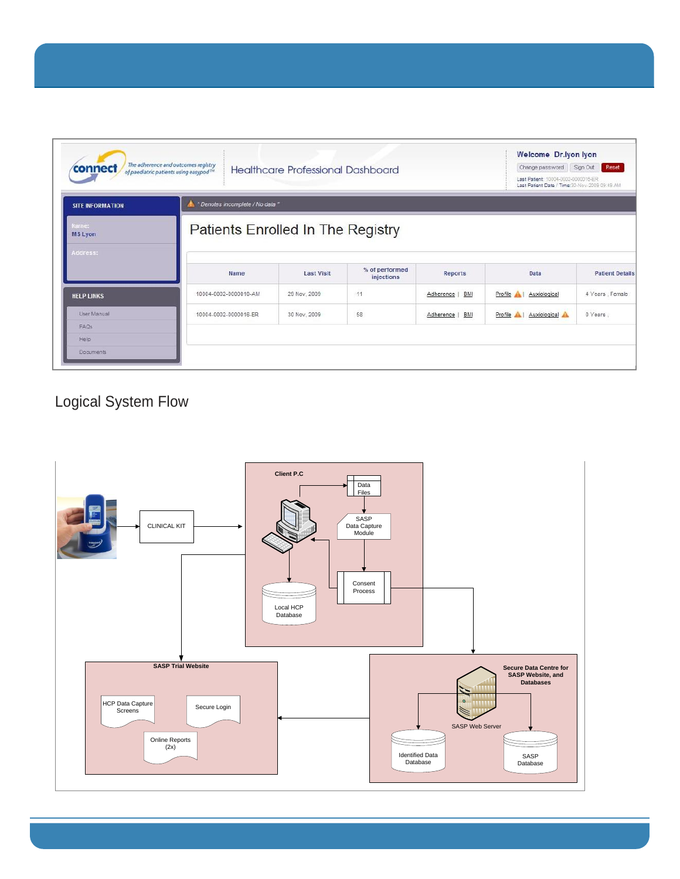Logical System Flow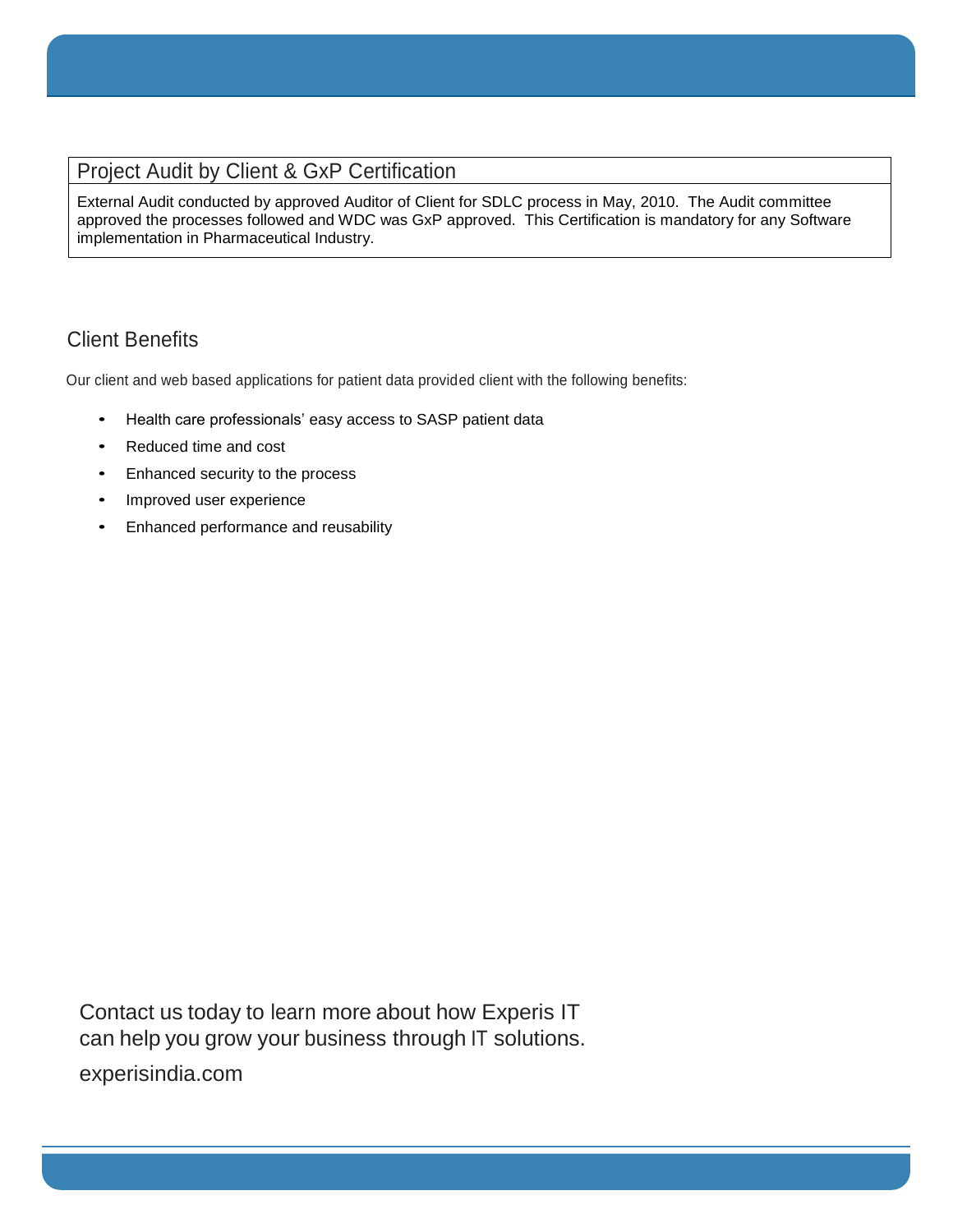## Project Audit by Client & GxP Certification

External Audit conducted by approved Auditor of Client for SDLC process in May, 2010. The Audit committee approved the processes followed and WDC was GxP approved. This Certification is mandatory for any Software implementation in Pharmaceutical Industry.

## Client Benefits

Our client and web based applications for patient data provided client with the following benefits:

- Health care professionals' easy access to SASP patient data
- Reduced time and cost
- Enhanced security to the process
- Improved user experience
- Enhanced performance and reusability

Contact us today to learn more about how Experis IT can help you grow your business through IT solutions.

experisindia.com